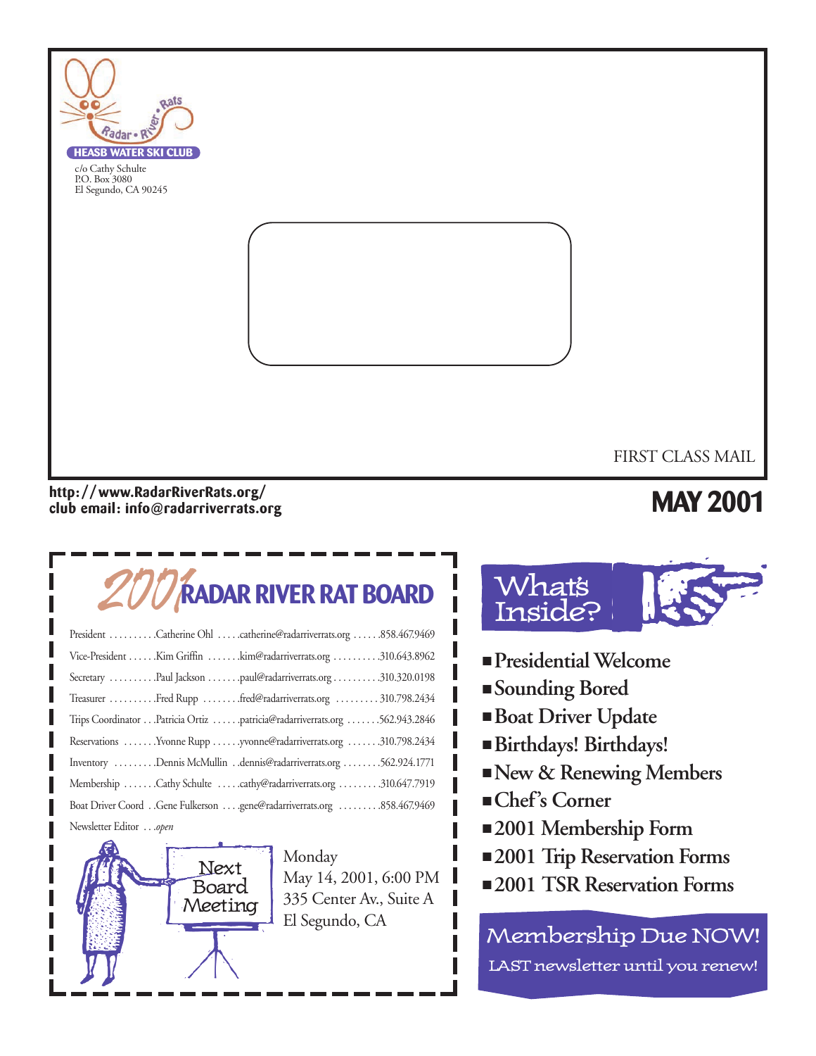Radar • River • Rats

**HEASB WATER SKI CLUB**

c/o Cathy Schulte
P.O. Box 3080
El Segundo, CA 90245

FIRST CLASS MAIL

**http://www.RadarRiverRats.org/**
**club email: info@radarriverrats.org**

# MAY 2001

## 2001 RADAR RIVER RAT BOARD

| Position | Name | Email | Phone |
| --- | --- | --- | --- |
| President | Catherine Ohl | catherine@radarriverrats.org | 858.467.9469 |
| Vice-President | Kim Griffin | kim@radarriverrats.org | 310.643.8962 |
| Secretary | Paul Jackson | paul@radarriverrats.org | 310.320.0198 |
| Treasurer | Fred Rupp | fred@radarriverrats.org | 310.798.2434 |
| Trips Coordinator | Patricia Ortiz | patricia@radarriverrats.org | 562.943.2846 |
| Reservations | Yvonne Rupp | yvonne@radarriverrats.org | 310.798.2434 |
| Inventory | Dennis McMullin | dennis@radarriverrats.org | 562.924.1771 |
| Membership | Cathy Schulte | cathy@radarriverrats.org | 310.647.7919 |
| Boat Driver Coord | Gene Fulkerson | gene@radarriverrats.org | 858.467.9469 |
| Newsletter Editor | *open* | | |

**Next Board Meeting**

Monday
May 14, 2001, 6:00 PM
335 Center Av., Suite A
El Segundo, CA

## What's Inside?

- Presidential Welcome
- Sounding Bored
- Boat Driver Update
- Birthdays! Birthdays!
- New & Renewing Members
- Chef's Corner
- 2001 Membership Form
- 2001 Trip Reservation Forms
- 2001 TSR Reservation Forms

**Membership Due NOW!**

LAST newsletter until you renew!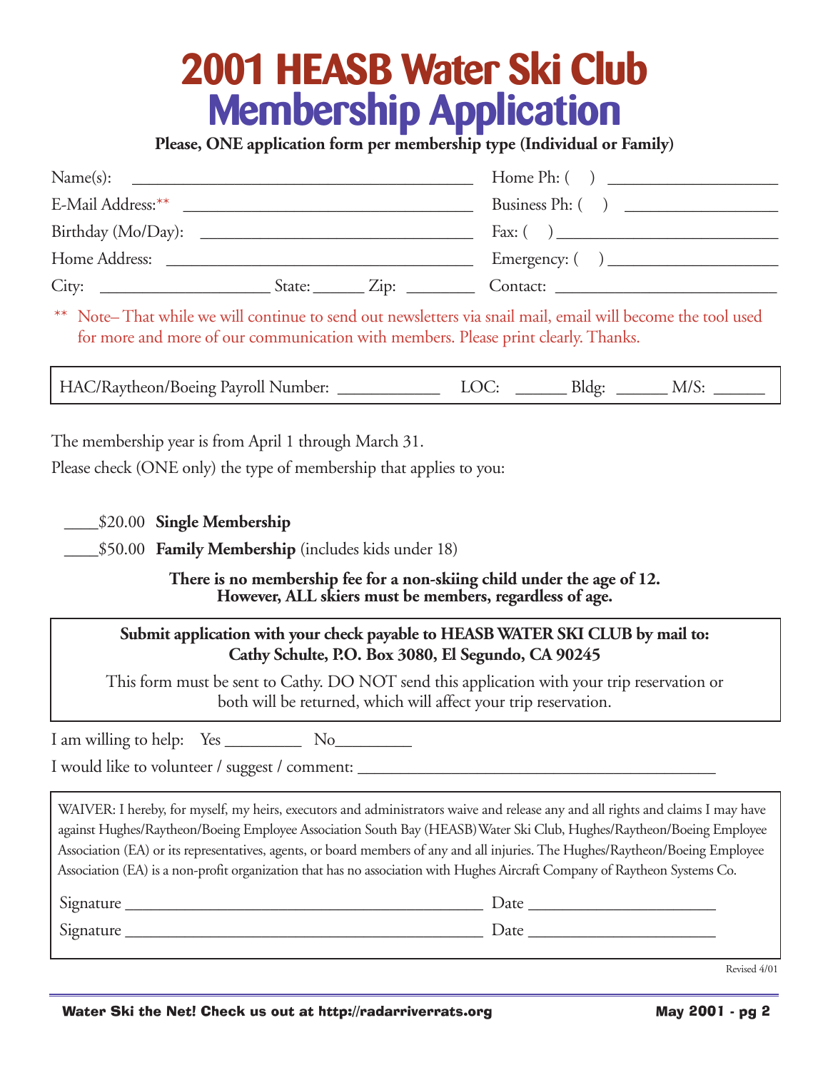# 2001 HEASB Water Ski Club
# Membership Application

**Please, ONE application form per membership type (Individual or Family)**

Name(s): ______________________________ Home Ph: ( ) ____________________

E-Mail Address:** ______________________________ Business Ph: ( ) ____________________

Birthday (Mo/Day): ______________________________ Fax: ( ) ____________________

Home Address: ______________________________ Emergency: ( ) ____________________

City: ____________________ State: ______ Zip: ________ Contact: ____________________

** Note– That while we will continue to send out newsletters via snail mail, email will become the tool used for more and more of our communication with members. Please print clearly. Thanks.

HAC/Raytheon/Boeing Payroll Number: ____________ LOC: ______ Bldg: ______ M/S: ______

The membership year is from April 1 through March 31.

Please check (ONE only) the type of membership that applies to you:

____$20.00 **Single Membership**

____$50.00 **Family Membership** (includes kids under 18)

**There is no membership fee for a non-skiing child under the age of 12. However, ALL skiers must be members, regardless of age.**

**Submit application with your check payable to HEASB WATER SKI CLUB by mail to: Cathy Schulte, P.O. Box 3080, El Segundo, CA 90245**

This form must be sent to Cathy. DO NOT send this application with your trip reservation or both will be returned, which will affect your trip reservation.

I am willing to help: Yes _________ No_________

I would like to volunteer / suggest / comment: ________________________________________

WAIVER: I hereby, for myself, my heirs, executors and administrators waive and release any and all rights and claims I may have against Hughes/Raytheon/Boeing Employee Association South Bay (HEASB) Water Ski Club, Hughes/Raytheon/Boeing Employee Association (EA) or its representatives, agents, or board members of any and all injuries. The Hughes/Raytheon/Boeing Employee Association (EA) is a non-profit organization that has no association with Hughes Aircraft Company of Raytheon Systems Co.

Signature ________________________________________ Date ______________________

Signature ________________________________________ Date ______________________

Revised 4/01

**Water Ski the Net! Check us out at http://radarriverrats.org**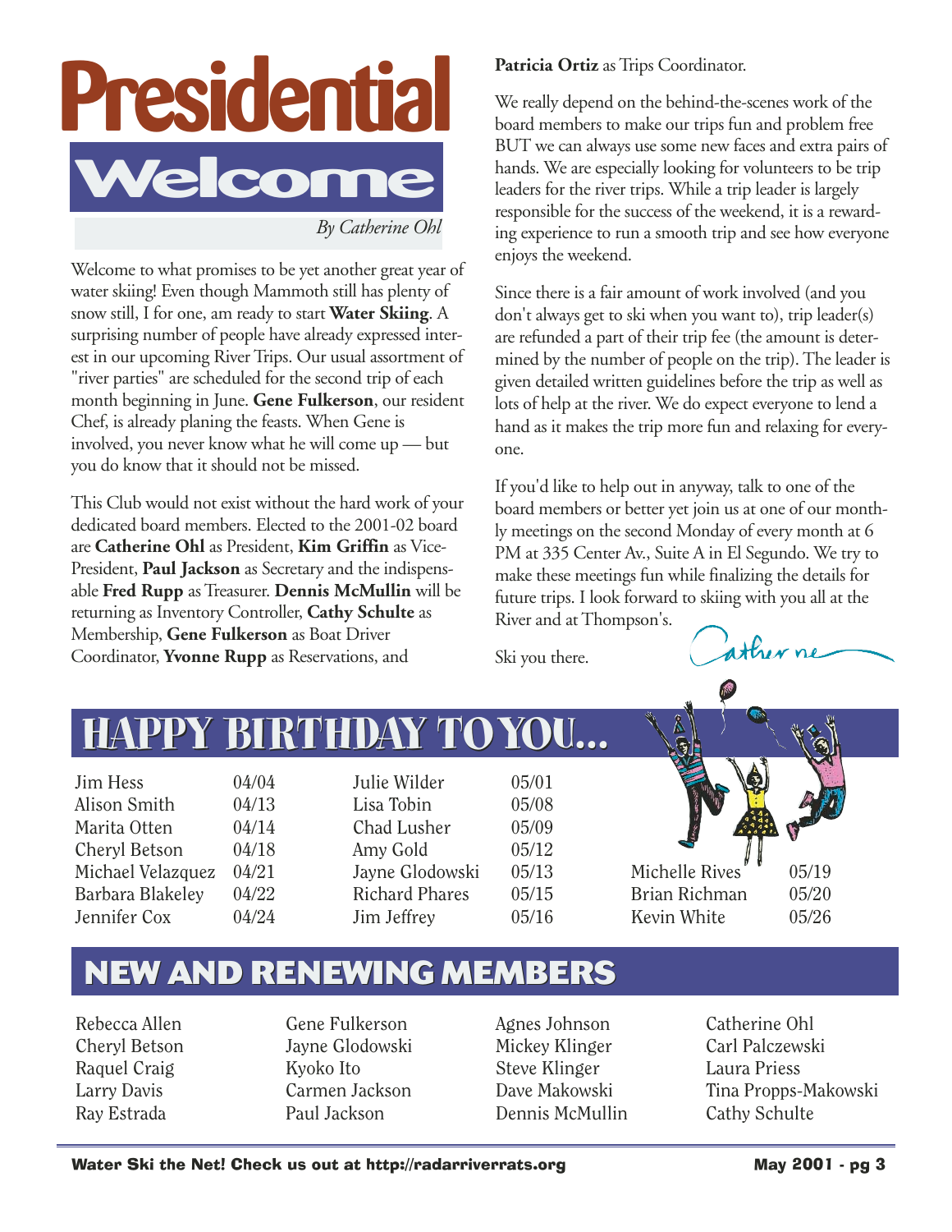# Presidential Welcome

*By Catherine Ohl*

Welcome to what promises to be yet another great year of water skiing! Even though Mammoth still has plenty of snow still, I for one, am ready to start **Water Skiing**. A surprising number of people have already expressed interest in our upcoming River Trips. Our usual assortment of "river parties" are scheduled for the second trip of each month beginning in June. **Gene Fulkerson**, our resident Chef, is already planing the feasts. When Gene is involved, you never know what he will come up — but you do know that it should not be missed.

This Club would not exist without the hard work of your dedicated board members. Elected to the 2001-02 board are **Catherine Ohl** as President, **Kim Griffin** as Vice-President, **Paul Jackson** as Secretary and the indispensable **Fred Rupp** as Treasurer. **Dennis McMullin** will be returning as Inventory Controller, **Cathy Schulte** as Membership, **Gene Fulkerson** as Boat Driver Coordinator, **Yvonne Rupp** as Reservations, and **Patricia Ortiz** as Trips Coordinator.

We really depend on the behind-the-scenes work of the board members to make our trips fun and problem free BUT we can always use some new faces and extra pairs of hands. We are especially looking for volunteers to be trip leaders for the river trips. While a trip leader is largely responsible for the success of the weekend, it is a rewarding experience to run a smooth trip and see how everyone enjoys the weekend.

Since there is a fair amount of work involved (and you don't always get to ski when you want to), trip leader(s) are refunded a part of their trip fee (the amount is determined by the number of people on the trip). The leader is given detailed written guidelines before the trip as well as lots of help at the river. We do expect everyone to lend a hand as it makes the trip more fun and relaxing for everyone.

If you'd like to help out in anyway, talk to one of the board members or better yet join us at one of our monthly meetings on the second Monday of every month at 6 PM at 335 Center Av., Suite A in El Segundo. We try to make these meetings fun while finalizing the details for future trips. I look forward to skiing with you all at the River and at Thompson's.

Ski you there.

Catherine

## HAPPY BIRTHDAY TO YOU...

| Name | Date |
|---|---|
| Jim Hess | 04/04 |
| Alison Smith | 04/13 |
| Marita Otten | 04/14 |
| Cheryl Betson | 04/18 |
| Michael Velazquez | 04/21 |
| Barbara Blakeley | 04/22 |
| Jennifer Cox | 04/24 |
| Julie Wilder | 05/01 |
| Lisa Tobin | 05/08 |
| Chad Lusher | 05/09 |
| Amy Gold | 05/12 |
| Jayne Glodowski | 05/13 |
| Richard Phares | 05/15 |
| Jim Jeffrey | 05/16 |
| Michelle Rives | 05/19 |
| Brian Richman | 05/20 |
| Kevin White | 05/26 |

## NEW AND RENEWING MEMBERS

Rebecca Allen
Cheryl Betson
Raquel Craig
Larry Davis
Ray Estrada
Gene Fulkerson
Jayne Glodowski
Kyoko Ito
Carmen Jackson
Paul Jackson
Agnes Johnson
Mickey Klinger
Steve Klinger
Dave Makowski
Dennis McMullin
Catherine Ohl
Carl Palczewski
Laura Priess
Tina Propps-Makowski
Cathy Schulte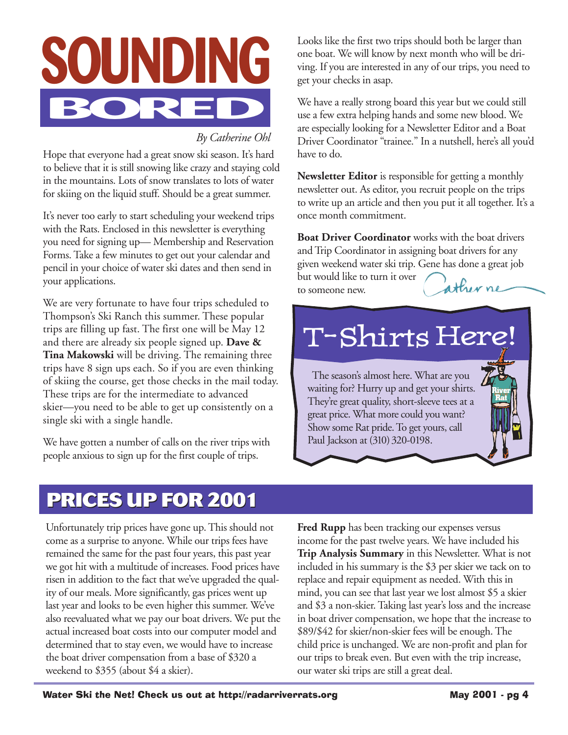# SOUNDING BORED

*By Catherine Ohl*

Hope that everyone had a great snow ski season. It's hard to believe that it is still snowing like crazy and staying cold in the mountains. Lots of snow translates to lots of water for skiing on the liquid stuff. Should be a great summer.

It's never too early to start scheduling your weekend trips with the Rats. Enclosed in this newsletter is everything you need for signing up— Membership and Reservation Forms. Take a few minutes to get out your calendar and pencil in your choice of water ski dates and then send in your applications.

We are very fortunate to have four trips scheduled to Thompson's Ski Ranch this summer. These popular trips are filling up fast. The first one will be May 12 and there are already six people signed up. **Dave & Tina Makowski** will be driving. The remaining three trips have 8 sign ups each. So if you are even thinking of skiing the course, get those checks in the mail today. These trips are for the intermediate to advanced skier—you need to be able to get up consistently on a single ski with a single handle.

We have gotten a number of calls on the river trips with people anxious to sign up for the first couple of trips. Looks like the first two trips should both be larger than one boat. We will know by next month who will be driving. If you are interested in any of our trips, you need to get your checks in asap.

We have a really strong board this year but we could still use a few extra helping hands and some new blood. We are especially looking for a Newsletter Editor and a Boat Driver Coordinator "trainee." In a nutshell, here's all you'd have to do.

**Newsletter Editor** is responsible for getting a monthly newsletter out. As editor, you recruit people on the trips to write up an article and then you put it all together. It's a once month commitment.

**Boat Driver Coordinator** works with the boat drivers and Trip Coordinator in assigning boat drivers for any given weekend water ski trip. Gene has done a great job but would like to turn it over to someone new.

Catherine

## T-Shirts Here!

The season's almost here. What are you waiting for? Hurry up and get your shirts. They're great quality, short-sleeve tees at a great price. What more could you want? Show some Rat pride. To get yours, call Paul Jackson at (310) 320-0198.

# PRICES UP FOR 2001

Unfortunately trip prices have gone up. This should not come as a surprise to anyone. While our trips fees have remained the same for the past four years, this past year we got hit with a multitude of increases. Food prices have risen in addition to the fact that we've upgraded the quality of our meals. More significantly, gas prices went up last year and looks to be even higher this summer. We've also reevaluated what we pay our boat drivers. We put the actual increased boat costs into our computer model and determined that to stay even, we would have to increase the boat driver compensation from a base of $320 a weekend to $355 (about $4 a skier).

**Fred Rupp** has been tracking our expenses versus income for the past twelve years. We have included his **Trip Analysis Summary** in this Newsletter. What is not included in his summary is the $3 per skier we tack on to replace and repair equipment as needed. With this in mind, you can see that last year we lost almost $5 a skier and $3 a non-skier. Taking last year's loss and the increase in boat driver compensation, we hope that the increase to $89/$42 for skier/non-skier fees will be enough. The child price is unchanged. We are non-profit and plan for our trips to break even. But even with the trip increase, our water ski trips are still a great deal.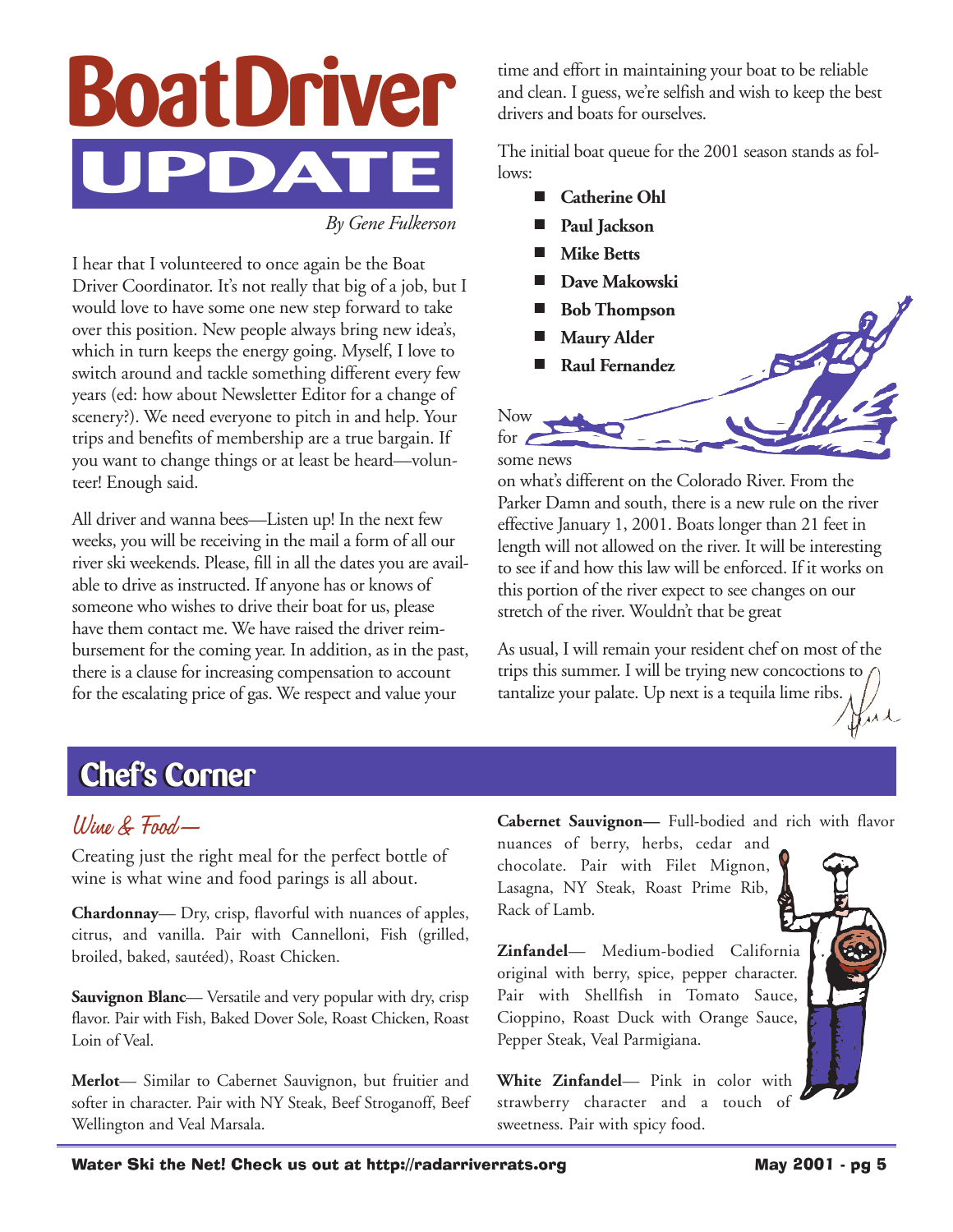# Boat Driver UPDATE

*By Gene Fulkerson*

I hear that I volunteered to once again be the Boat Driver Coordinator. It's not really that big of a job, but I would love to have some one new step forward to take over this position. New people always bring new idea's, which in turn keeps the energy going. Myself, I love to switch around and tackle something different every few years (ed: how about Newsletter Editor for a change of scenery?). We need everyone to pitch in and help. Your trips and benefits of membership are a true bargain. If you want to change things or at least be heard—volunteer! Enough said.

All driver and wanna bees—Listen up! In the next few weeks, you will be receiving in the mail a form of all our river ski weekends. Please, fill in all the dates you are available to drive as instructed. If anyone has or knows of someone who wishes to drive their boat for us, please have them contact me. We have raised the driver reimbursement for the coming year. In addition, as in the past, there is a clause for increasing compensation to account for the escalating price of gas. We respect and value your time and effort in maintaining your boat to be reliable and clean. I guess, we're selfish and wish to keep the best drivers and boats for ourselves.

The initial boat queue for the 2001 season stands as follows:

- **Catherine Ohl**
- **Paul Jackson**
- **Mike Betts**
- **Dave Makowski**
- **Bob Thompson**
- **Maury Alder**
- **Raul Fernandez**

Now for some news on what's different on the Colorado River. From the Parker Damn and south, there is a new rule on the river effective January 1, 2001. Boats longer than 21 feet in length will not allowed on the river. It will be interesting to see if and how this law will be enforced. If it works on this portion of the river expect to see changes on our stretch of the river. Wouldn't that be great

As usual, I will remain your resident chef on most of the trips this summer. I will be trying new concoctions to tantalize your palate. Up next is a tequila lime ribs.

## Chef's Corner

### Wine & Food—

Creating just the right meal for the perfect bottle of wine is what wine and food parings is all about.

**Chardonnay**— Dry, crisp, flavorful with nuances of apples, citrus, and vanilla. Pair with Cannelloni, Fish (grilled, broiled, baked, sautéed), Roast Chicken.

**Sauvignon Blanc**— Versatile and very popular with dry, crisp flavor. Pair with Fish, Baked Dover Sole, Roast Chicken, Roast Loin of Veal.

**Merlot**— Similar to Cabernet Sauvignon, but fruitier and softer in character. Pair with NY Steak, Beef Stroganoff, Beef Wellington and Veal Marsala.

**Cabernet Sauvignon—** Full-bodied and rich with flavor nuances of berry, herbs, cedar and chocolate. Pair with Filet Mignon, Lasagna, NY Steak, Roast Prime Rib, Rack of Lamb.

**Zinfandel**— Medium-bodied California original with berry, spice, pepper character. Pair with Shellfish in Tomato Sauce, Cioppino, Roast Duck with Orange Sauce, Pepper Steak, Veal Parmigiana.

**White Zinfandel**— Pink in color with strawberry character and a touch of sweetness. Pair with spicy food.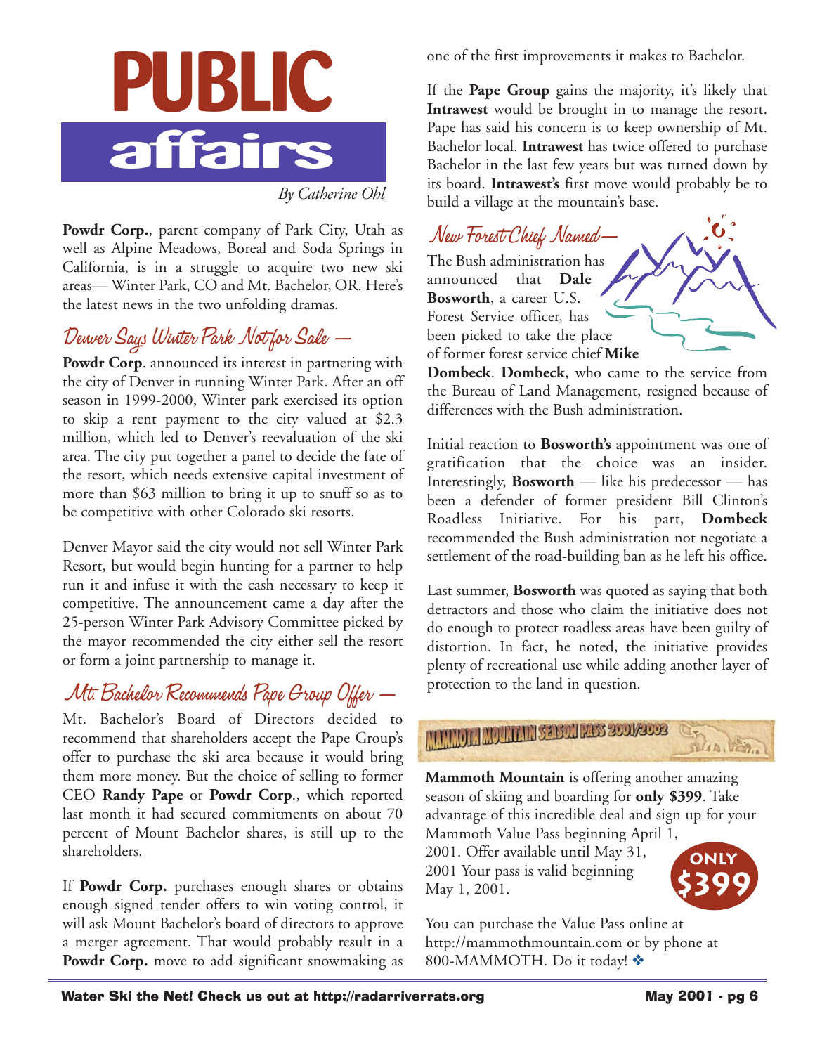# PUBLIC affairs

*By Catherine Ohl*

**Powdr Corp.**, parent company of Park City, Utah as well as Alpine Meadows, Boreal and Soda Springs in California, is in a struggle to acquire two new ski areas— Winter Park, CO and Mt. Bachelor, OR. Here's the latest news in the two unfolding dramas.

## Denver Says Winter Park Not for Sale —

**Powdr Corp**. announced its interest in partnering with the city of Denver in running Winter Park. After an off season in 1999-2000, Winter park exercised its option to skip a rent payment to the city valued at $2.3 million, which led to Denver's reevaluation of the ski area. The city put together a panel to decide the fate of the resort, which needs extensive capital investment of more than $63 million to bring it up to snuff so as to be competitive with other Colorado ski resorts.

Denver Mayor said the city would not sell Winter Park Resort, but would begin hunting for a partner to help run it and infuse it with the cash necessary to keep it competitive. The announcement came a day after the 25-person Winter Park Advisory Committee picked by the mayor recommended the city either sell the resort or form a joint partnership to manage it.

## Mt. Bachelor Recommends Pape Group Offer —

Mt. Bachelor's Board of Directors decided to recommend that shareholders accept the Pape Group's offer to purchase the ski area because it would bring them more money. But the choice of selling to former CEO **Randy Pape** or **Powdr Corp**., which reported last month it had secured commitments on about 70 percent of Mount Bachelor shares, is still up to the shareholders.

If **Powdr Corp.** purchases enough shares or obtains enough signed tender offers to win voting control, it will ask Mount Bachelor's board of directors to approve a merger agreement. That would probably result in a **Powdr Corp.** move to add significant snowmaking as one of the first improvements it makes to Bachelor.

If the **Pape Group** gains the majority, it's likely that **Intrawest** would be brought in to manage the resort. Pape has said his concern is to keep ownership of Mt. Bachelor local. **Intrawest** has twice offered to purchase Bachelor in the last few years but was turned down by its board. **Intrawest's** first move would probably be to build a village at the mountain's base.

## New Forest Chief Named—

The Bush administration has announced that **Dale Bosworth**, a career U.S. Forest Service officer, has been picked to take the place of former forest service chief **Mike Dombeck**. **Dombeck**, who came to the service from the Bureau of Land Management, resigned because of differences with the Bush administration.

Initial reaction to **Bosworth's** appointment was one of gratification that the choice was an insider. Interestingly, **Bosworth** — like his predecessor — has been a defender of former president Bill Clinton's Roadless Initiative. For his part, **Dombeck** recommended the Bush administration not negotiate a settlement of the road-building ban as he left his office.

Last summer, **Bosworth** was quoted as saying that both detractors and those who claim the initiative does not do enough to protect roadless areas have been guilty of distortion. In fact, he noted, the initiative provides plenty of recreational use while adding another layer of protection to the land in question.

## MAMMOTH MOUNTAIN SEASON PASS 2001/2002

**Mammoth Mountain** is offering another amazing season of skiing and boarding for **only $399**. Take advantage of this incredible deal and sign up for your Mammoth Value Pass beginning April 1, 2001. Offer available until May 31, 2001 Your pass is valid beginning May 1, 2001.

**ONLY $399**

You can purchase the Value Pass online at http://mammothmountain.com or by phone at 800-MAMMOTH. Do it today! ❖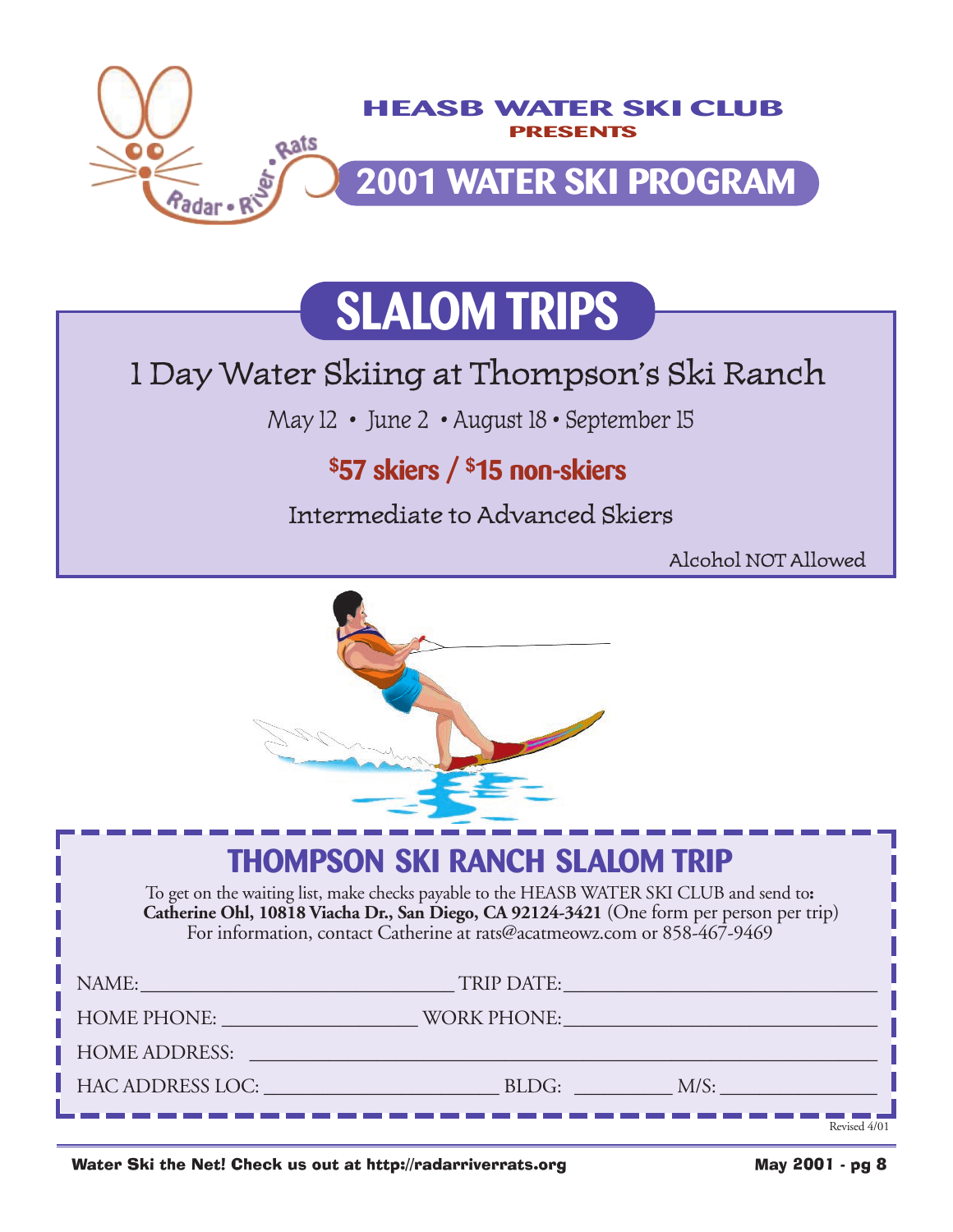**HEASB WATER SKI CLUB**

**PRESENTS**

# 2001 WATER SKI PROGRAM

## SLALOM TRIPS

### 1 Day Water Skiing at Thompson's Ski Ranch

May 12 • June 2 • August 18 • September 15

**$57 skiers / $15 non-skiers**

Intermediate to Advanced Skiers

Alcohol NOT Allowed

## THOMPSON SKI RANCH SLALOM TRIP

To get on the waiting list, make checks payable to the HEASB WATER SKI CLUB and send to: **Catherine Ohl, 10818 Viacha Dr., San Diego, CA 92124-3421** (One form per person per trip)
For information, contact Catherine at rats@acatmeowz.com or 858-467-9469

NAME: ______________________________ TRIP DATE: ______________________________

HOME PHONE: ____________________ WORK PHONE: ______________________________

HOME ADDRESS: ______________________________________________________________

HAC ADDRESS LOC: ______________________ BLDG: __________ M/S: ______________

Revised 4/01

Water Ski the Net! Check us out at http://radarriverrats.org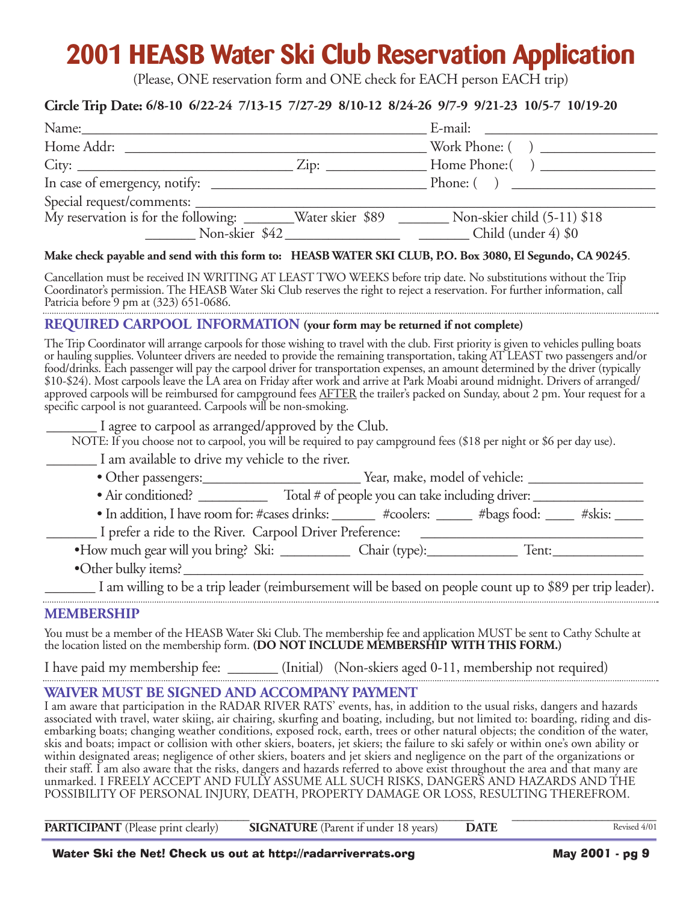# 2001 HEASB Water Ski Club Reservation Application

(Please, ONE reservation form and ONE check for EACH person EACH trip)

**Circle Trip Date: 6/8-10 6/22-24 7/13-15 7/27-29 8/10-12 8/24-26 9/7-9 9/21-23 10/5-7 10/19-20**

Name:_______________________________________________ E-mail: ______________________

Home Addr: __________________________________________ Work Phone: ( ) ______________

City: ____________________________ Zip: _____________ Home Phone:( ) ______________

In case of emergency, notify: ____________________________ Phone: ( ) __________________

Special request/comments: _____________________________________________________________

My reservation is for the following: _______Water skier $89 _______ Non-skier child (5-11) $18

_______ Non-skier $42________________ _______ Child (under 4) $0

**Make check payable and send with this form to: HEASB WATER SKI CLUB, P.O. Box 3080, El Segundo, CA 90245**.

Cancellation must be received IN WRITING AT LEAST TWO WEEKS before trip date. No substitutions without the Trip Coordinator's permission. The HEASB Water Ski Club reserves the right to reject a reservation. For further information, call Patricia before 9 pm at (323) 651-0686.

## REQUIRED CARPOOL INFORMATION (your form may be returned if not complete)

The Trip Coordinator will arrange carpools for those wishing to travel with the club. First priority is given to vehicles pulling boats or hauling supplies. Volunteer drivers are needed to provide the remaining transportation, taking AT LEAST two passengers and/or food/drinks. Each passenger will pay the carpool driver for transportation expenses, an amount determined by the driver (typically $10-$24). Most carpools leave the LA area on Friday after work and arrive at Park Moabi around midnight. Drivers of arranged/approved carpools will be reimbursed for campground fees AFTER the trailer's packed on Sunday, about 2 pm. Your request for a specific carpool is not guaranteed. Carpools will be non-smoking.

_______ I agree to carpool as arranged/approved by the Club.

NOTE: If you choose not to carpool, you will be required to pay campground fees ($18 per night or $6 per day use).

_______ I am available to drive my vehicle to the river.

- Other passengers:______________________ Year, make, model of vehicle: ________________
- Air conditioned? __________ Total # of people you can take including driver: _______________
- In addition, I have room for: #cases drinks: ______ #coolers: _____ #bags food: ____ #skis: ____

_______ I prefer a ride to the River. Carpool Driver Preference: ______________________________

- How much gear will you bring? Ski: __________ Chair (type):_____________ Tent:_____________
- Other bulky items?_____________________________________________________________

_______ I am willing to be a trip leader (reimbursement will be based on people count up to $89 per trip leader).

## MEMBERSHIP

You must be a member of the HEASB Water Ski Club. The membership fee and application MUST be sent to Cathy Schulte at the location listed on the membership form. **(DO NOT INCLUDE MEMBERSHIP WITH THIS FORM.)**

I have paid my membership fee: _______ (Initial) (Non-skiers aged 0-11, membership not required)

## WAIVER MUST BE SIGNED AND ACCOMPANY PAYMENT

I am aware that participation in the RADAR RIVER RATS' events, has, in addition to the usual risks, dangers and hazards associated with travel, water skiing, air chairing, skurfing and boating, including, but not limited to: boarding, riding and disembarking boats; changing weather conditions, exposed rock, earth, trees or other natural objects; the condition of the water, skis and boats; impact or collision with other skiers, boaters, jet skiers; the failure to ski safely or within one's own ability or within designated areas; negligence of other skiers, boaters and jet skiers and negligence on the part of the organizations or their staff. I am also aware that the risks, dangers and hazards referred to above exist throughout the area and that many are unmarked. I FREELY ACCEPT AND FULLY ASSUME ALL SUCH RISKS, DANGERS AND HAZARDS AND THE POSSIBILITY OF PERSONAL INJURY, DEATH, PROPERTY DAMAGE OR LOSS, RESULTING THEREFROM.

______________________________ ______________________________ ____________________

**PARTICIPANT** (Please print clearly) **SIGNATURE** (Parent if under 18 years) **DATE**

Revised 4/01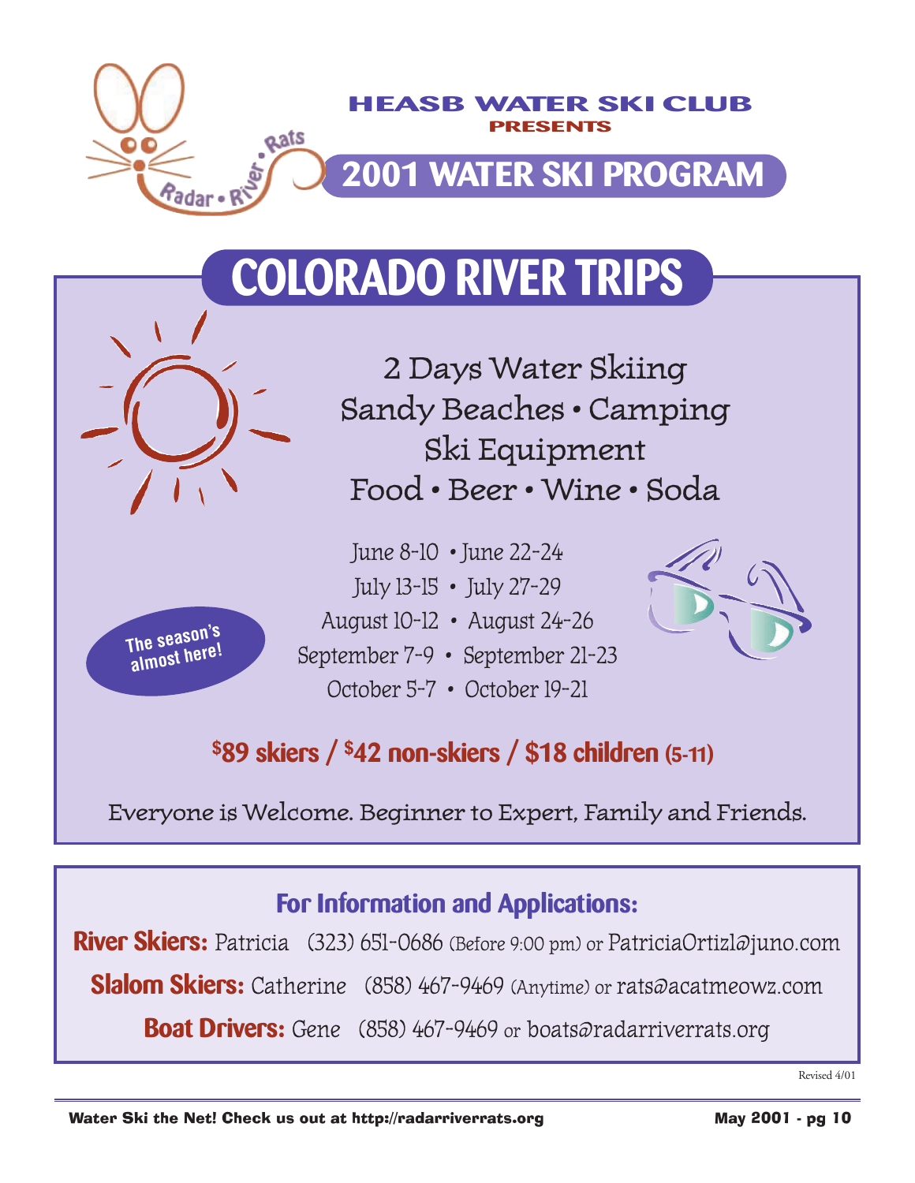HEASB WATER SKI CLUB

PRESENTS

# 2001 WATER SKI PROGRAM

## COLORADO RIVER TRIPS

2 Days Water Skiing
Sandy Beaches • Camping
Ski Equipment
Food • Beer • Wine • Soda

The season's almost here!

June 8-10 • June 22-24
July 13-15 • July 27-29
August 10-12 • August 24-26
September 7-9 • September 21-23
October 5-7 • October 19-21

**$89 skiers / $42 non-skiers / $18 children (5-11)**

Everyone is Welcome. Beginner to Expert, Family and Friends.

### For Information and Applications:

**River Skiers:** Patricia (323) 651-0686 (Before 9:00 pm) or PatriciaOrtizl@juno.com

**Slalom Skiers:** Catherine (858) 467-9469 (Anytime) or rats@acatmeowz.com

**Boat Drivers:** Gene (858) 467-9469 or boats@radarriverrats.org

Revised 4/01